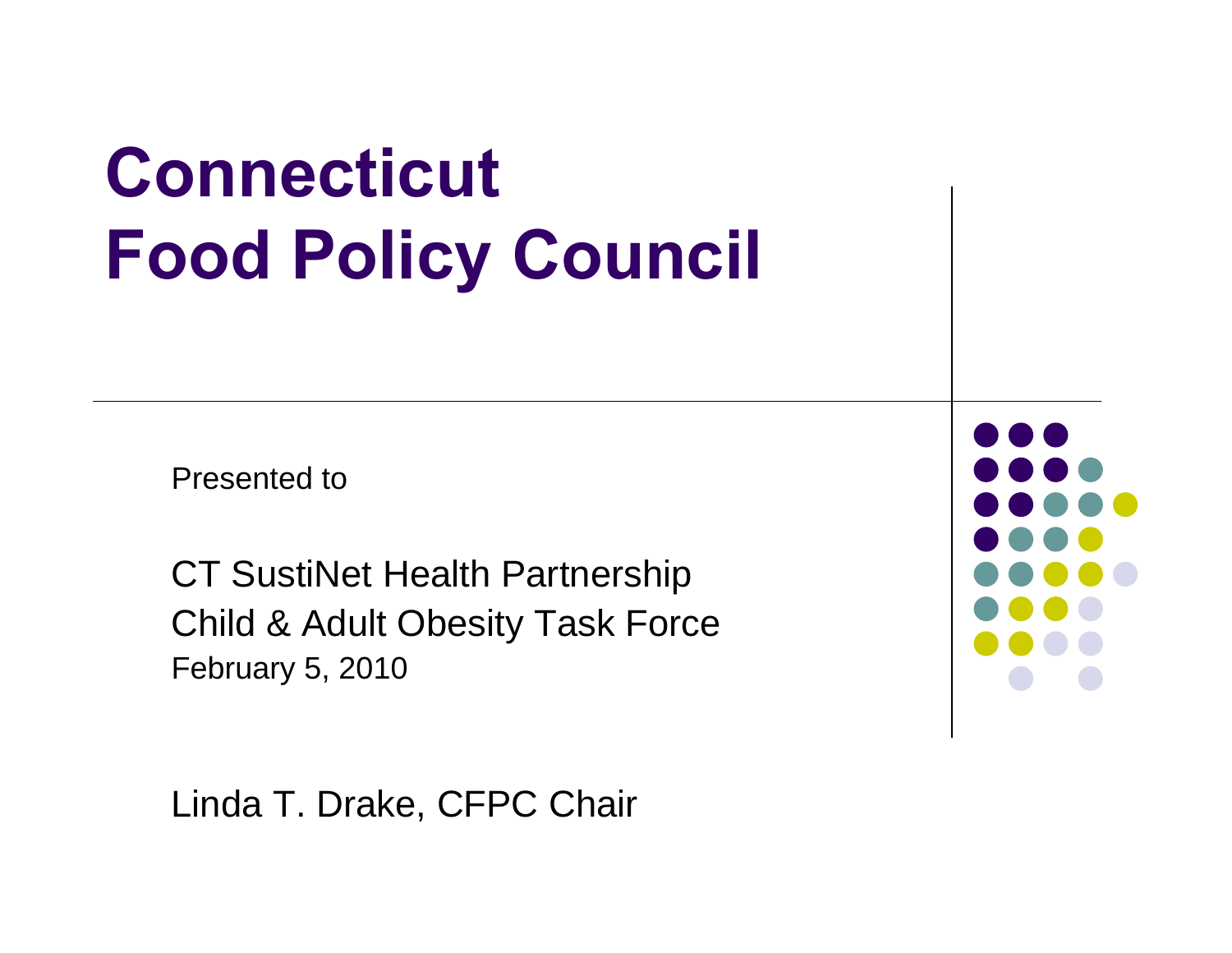# Connecticut Food Policy Council

Presented to

CT SustiNet Health Partnership
Child & Adult Obesity Task Force
February 5, 2010

Linda T. Drake, CFPC Chair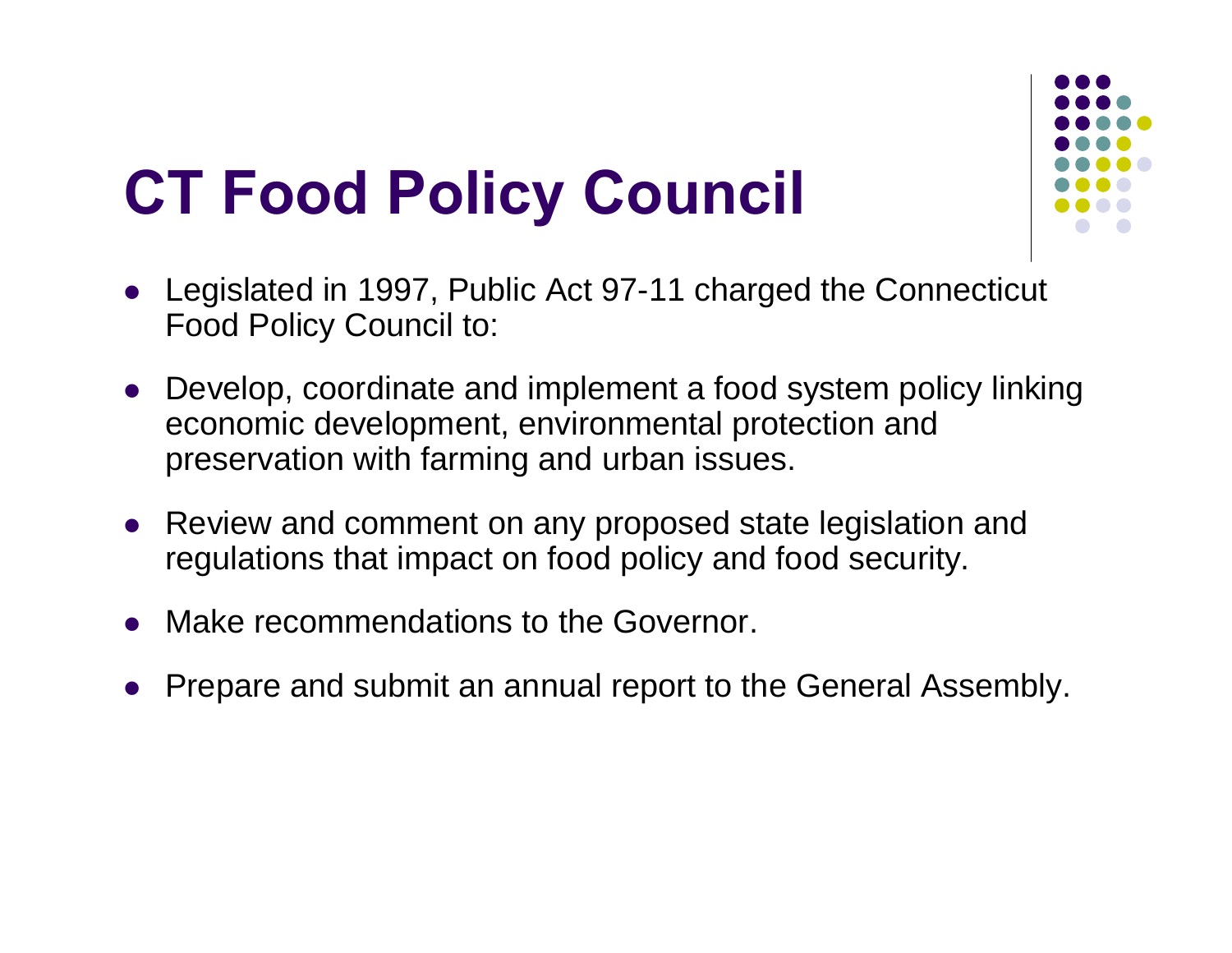# CT Food Policy Council

- Legislated in 1997, Public Act 97-11 charged the Connecticut Food Policy Council to:
- Develop, coordinate and implement a food system policy linking economic development, environmental protection and preservation with farming and urban issues.
- Review and comment on any proposed state legislation and regulations that impact on food policy and food security.
- Make recommendations to the Governor.
- Prepare and submit an annual report to the General Assembly.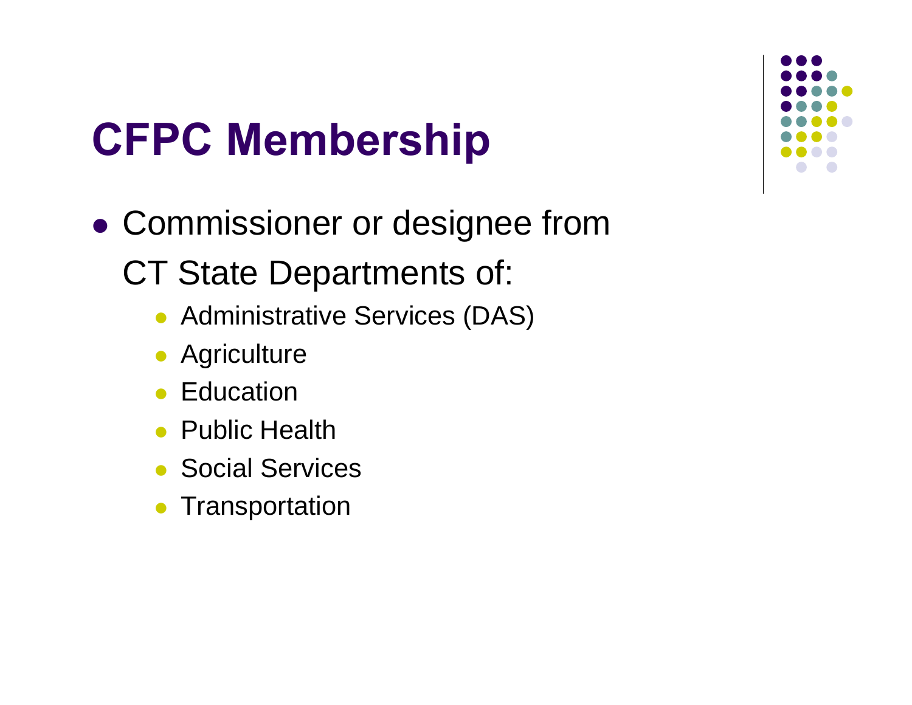# CFPC Membership

- Commissioner or designee from CT State Departments of:
  - Administrative Services (DAS)
  - Agriculture
  - Education
  - Public Health
  - Social Services
  - Transportation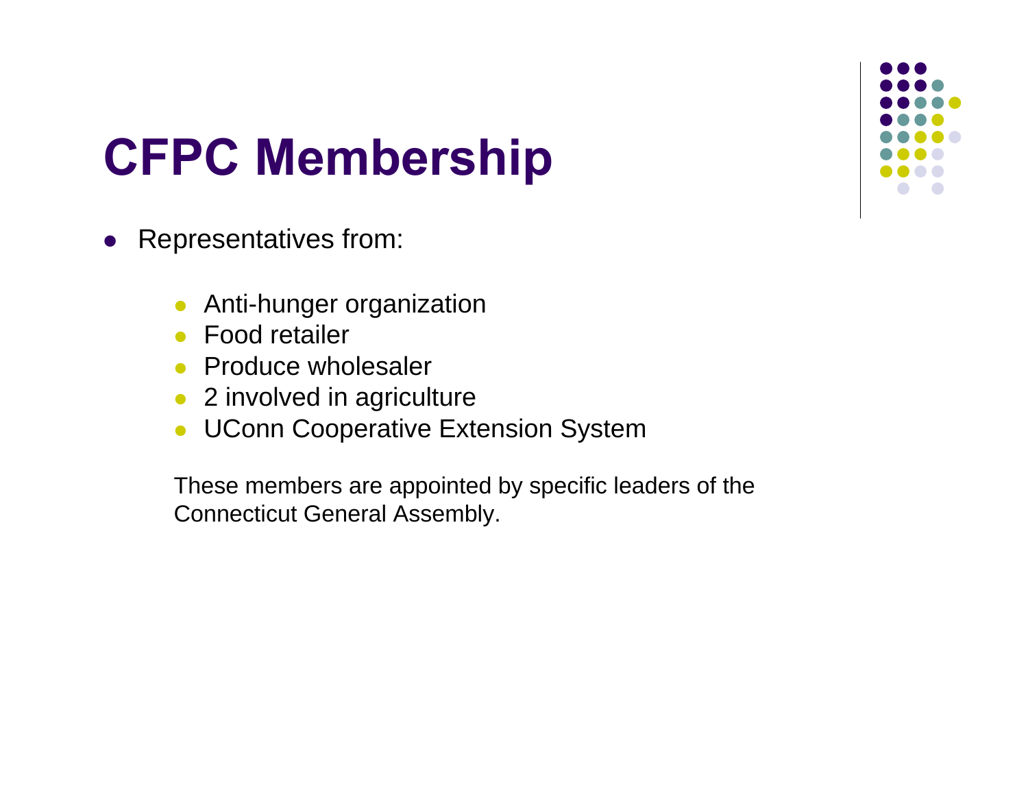# CFPC Membership

- Representatives from:
  - Anti-hunger organization
  - Food retailer
  - Produce wholesaler
  - 2 involved in agriculture
  - UConn Cooperative Extension System

These members are appointed by specific leaders of the Connecticut General Assembly.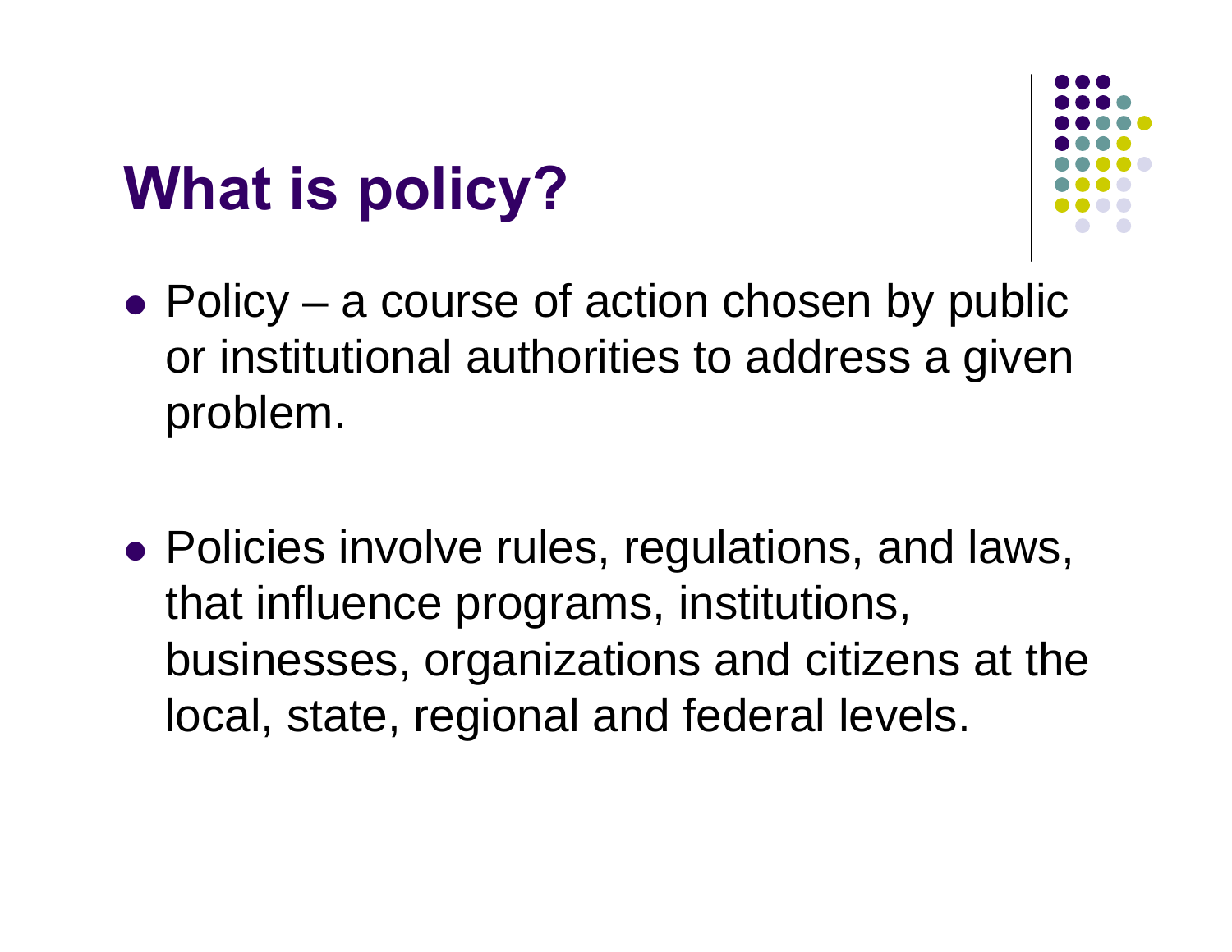# What is policy?

- Policy – a course of action chosen by public or institutional authorities to address a given problem.

- Policies involve rules, regulations, and laws, that influence programs, institutions, businesses, organizations and citizens at the local, state, regional and federal levels.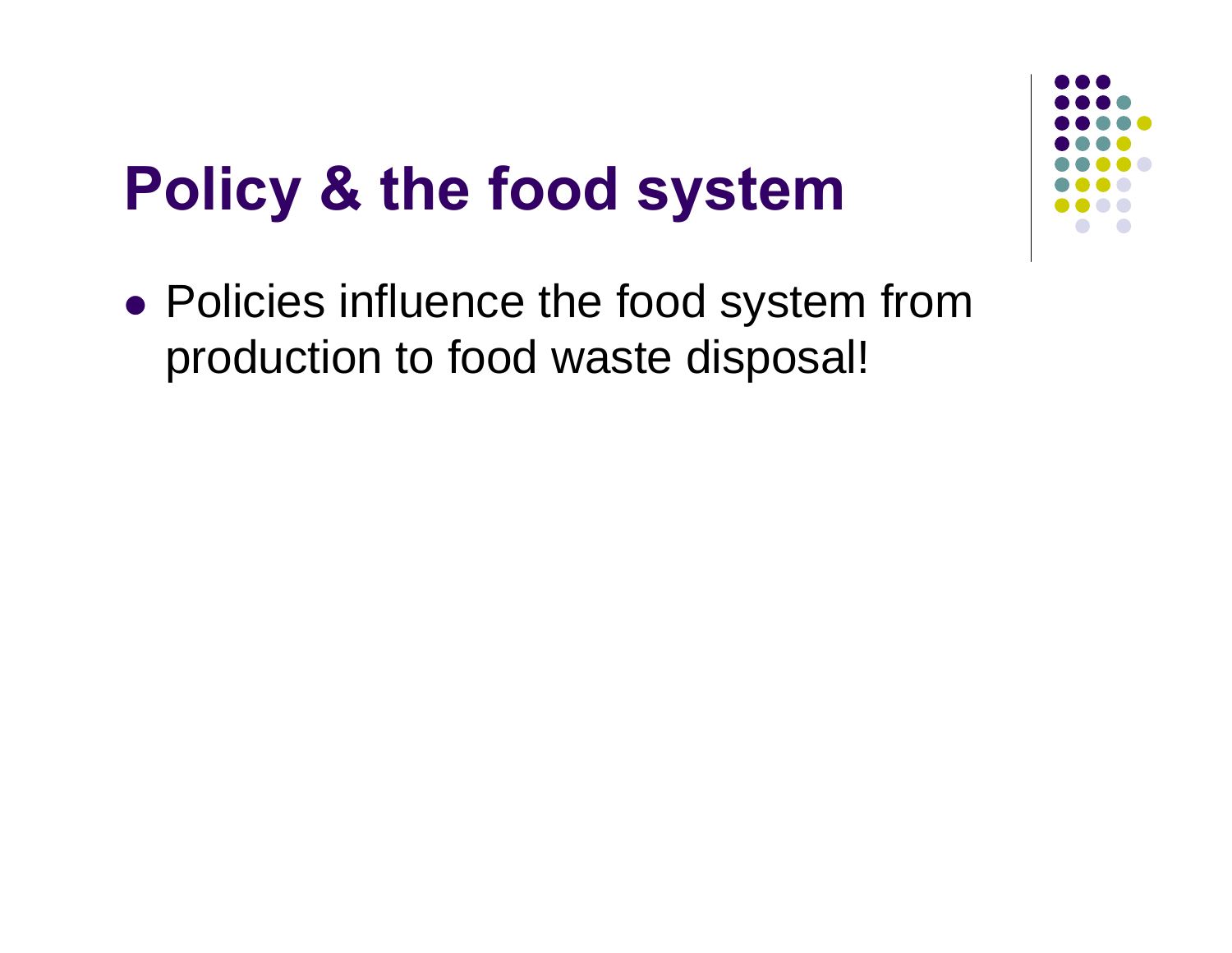# Policy & the food system

- Policies influence the food system from production to food waste disposal!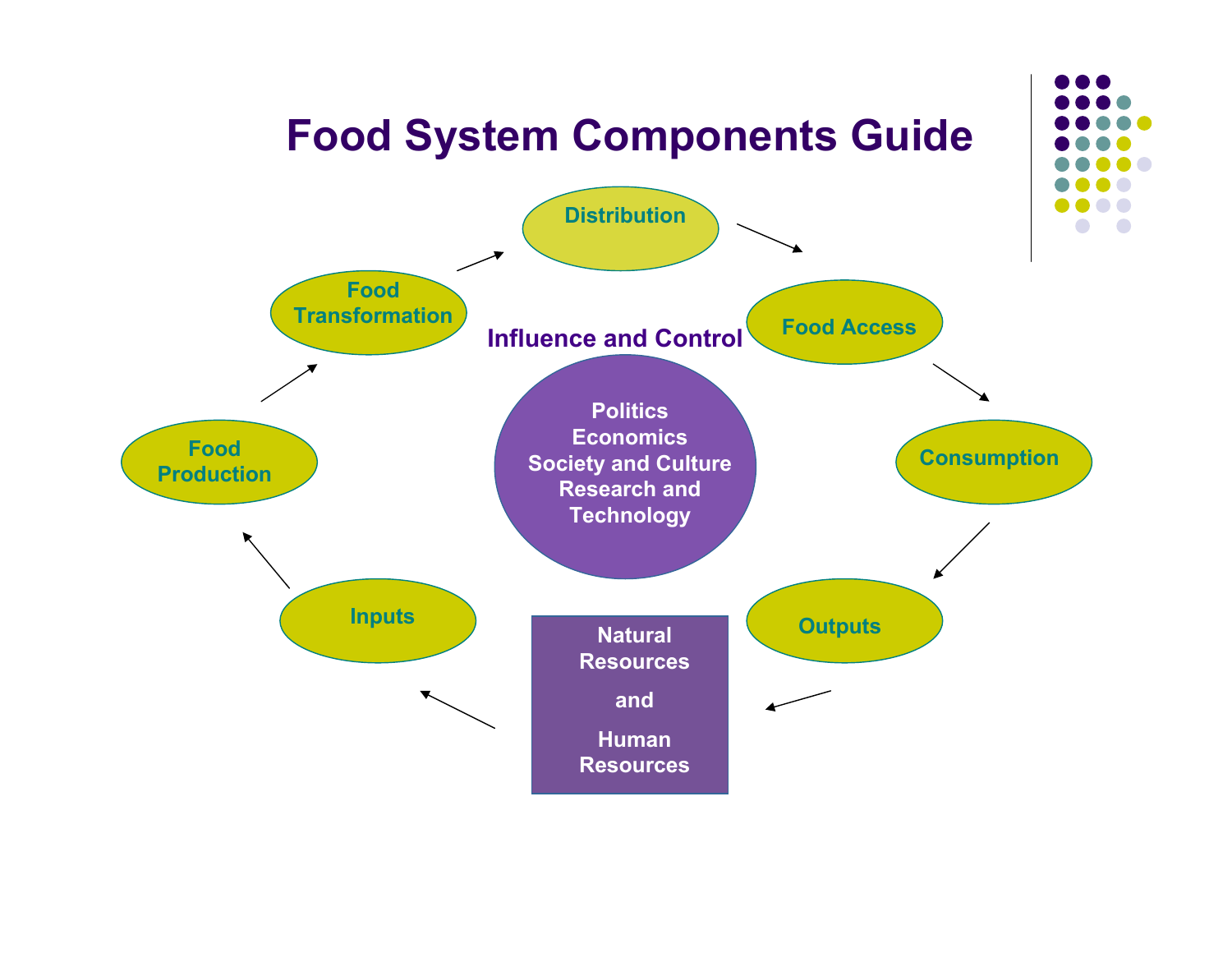# Food System Components Guide

Distribution

Food Transformation

Food Access

Influence and Control

Politics
Economics
Society and Culture
Research and Technology

Food Production

Consumption

Inputs

Outputs

Natural Resources

and

Human Resources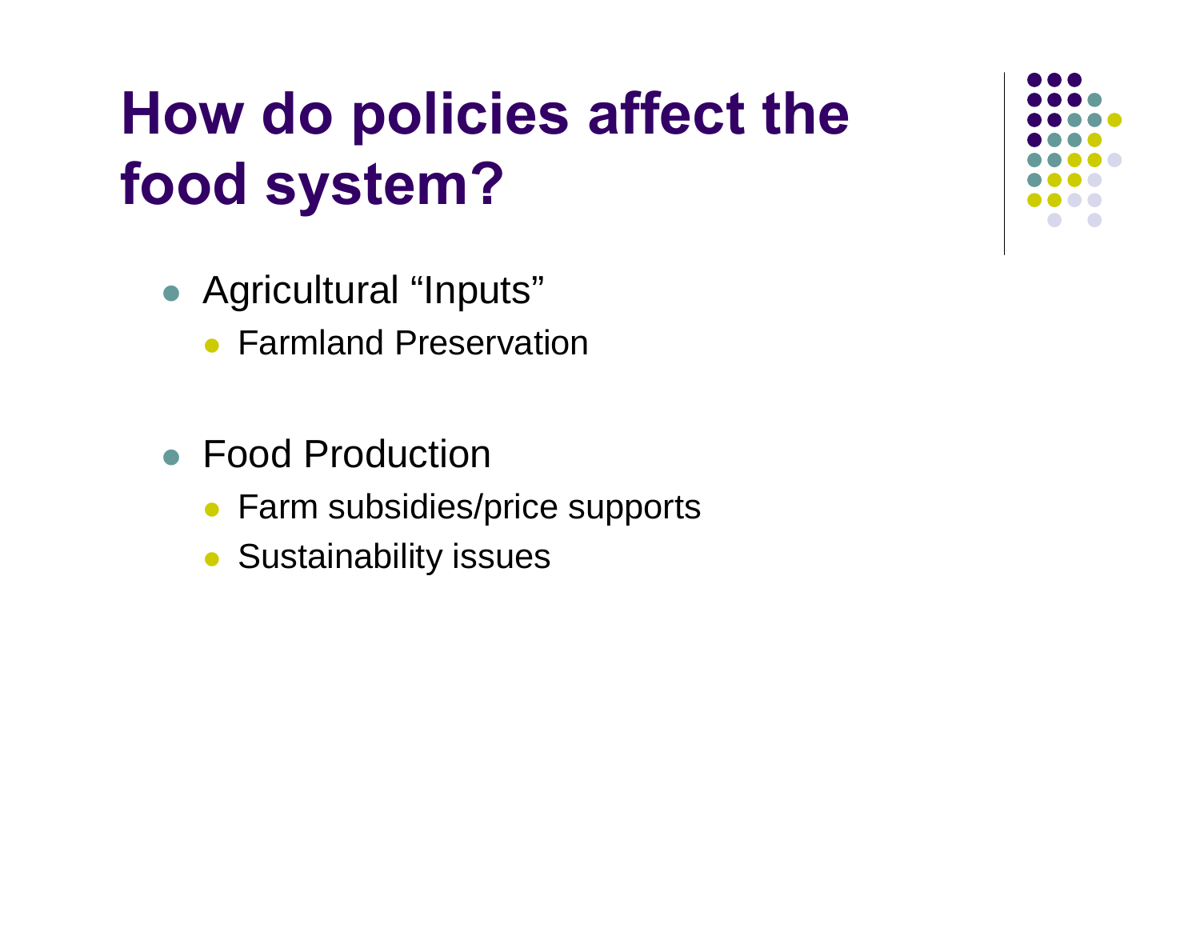# How do policies affect the food system?

- Agricultural “Inputs”
  - Farmland Preservation

- Food Production
  - Farm subsidies/price supports
  - Sustainability issues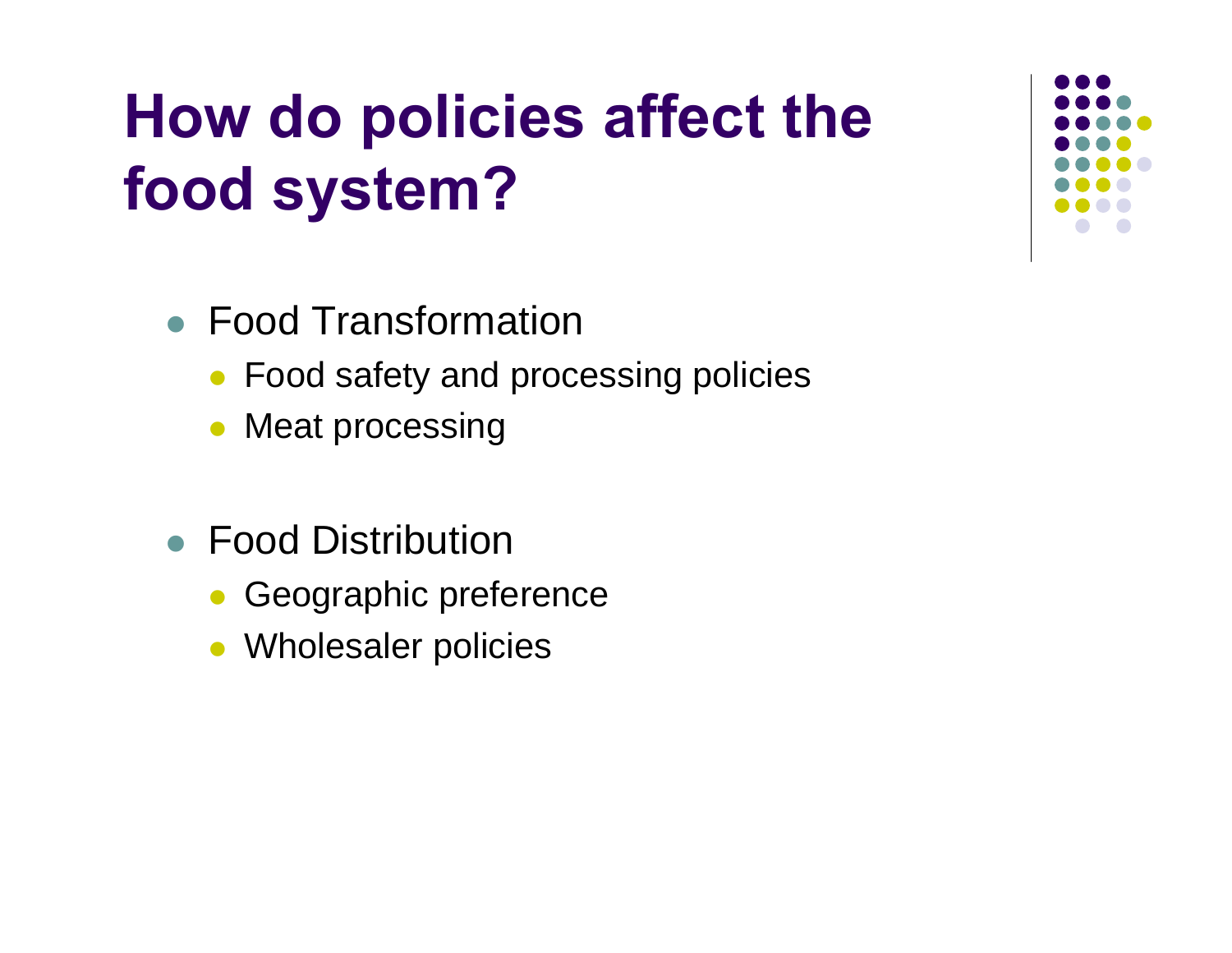# How do policies affect the food system?

- Food Transformation
  - Food safety and processing policies
  - Meat processing

- Food Distribution
  - Geographic preference
  - Wholesaler policies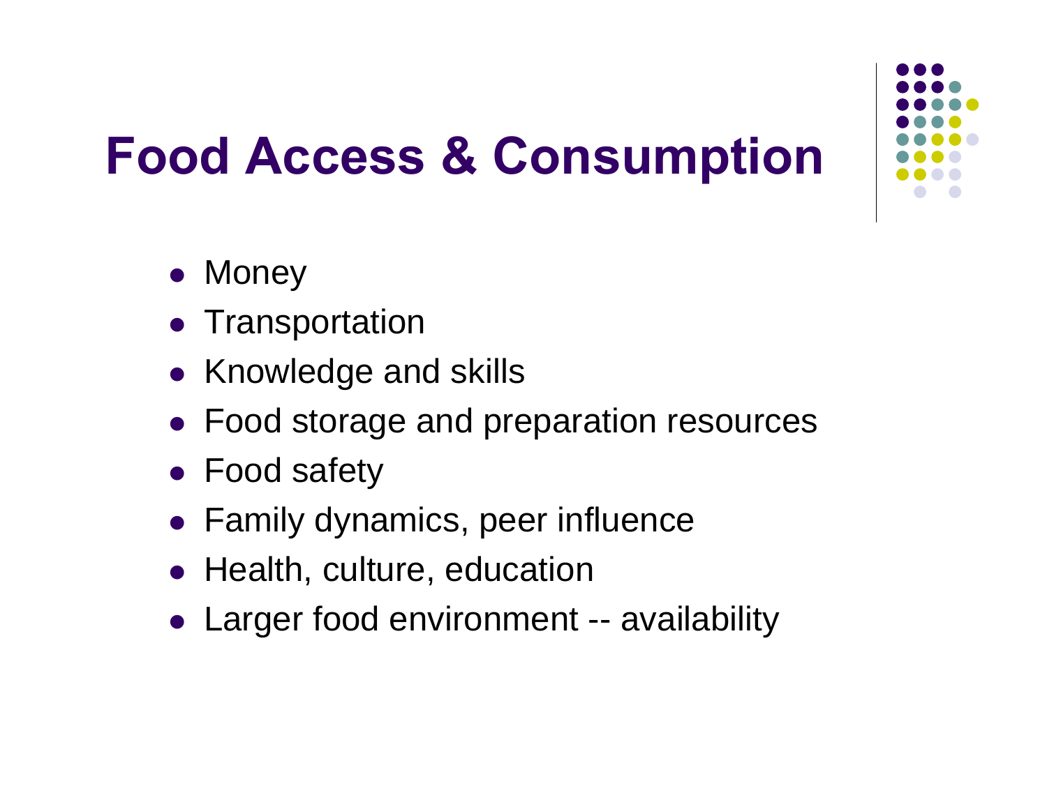# Food Access & Consumption

- Money
- Transportation
- Knowledge and skills
- Food storage and preparation resources
- Food safety
- Family dynamics, peer influence
- Health, culture, education
- Larger food environment -- availability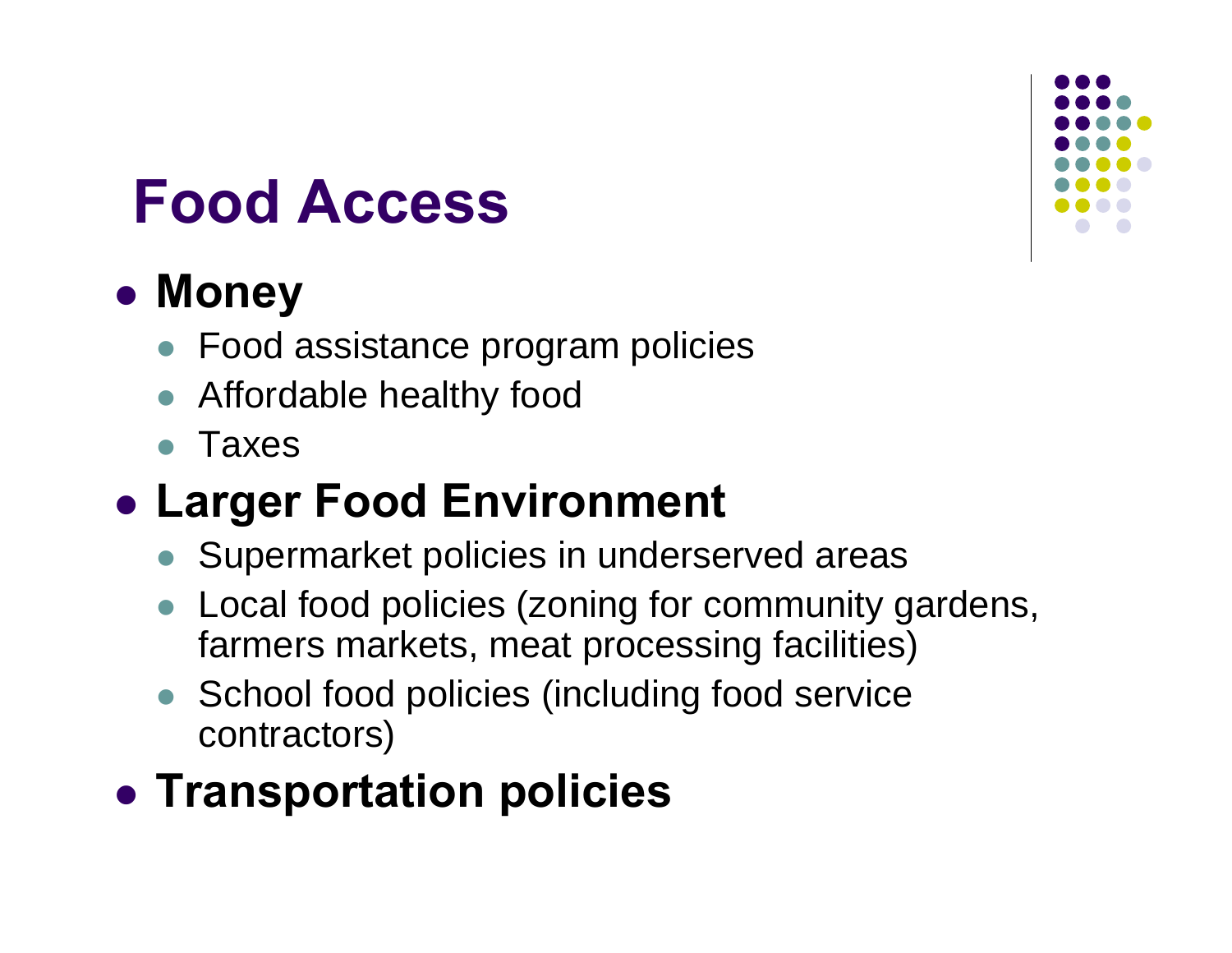# Food Access

- **Money**
  - Food assistance program policies
  - Affordable healthy food
  - Taxes
- **Larger Food Environment**
  - Supermarket policies in underserved areas
  - Local food policies (zoning for community gardens, farmers markets, meat processing facilities)
  - School food policies (including food service contractors)
- **Transportation policies**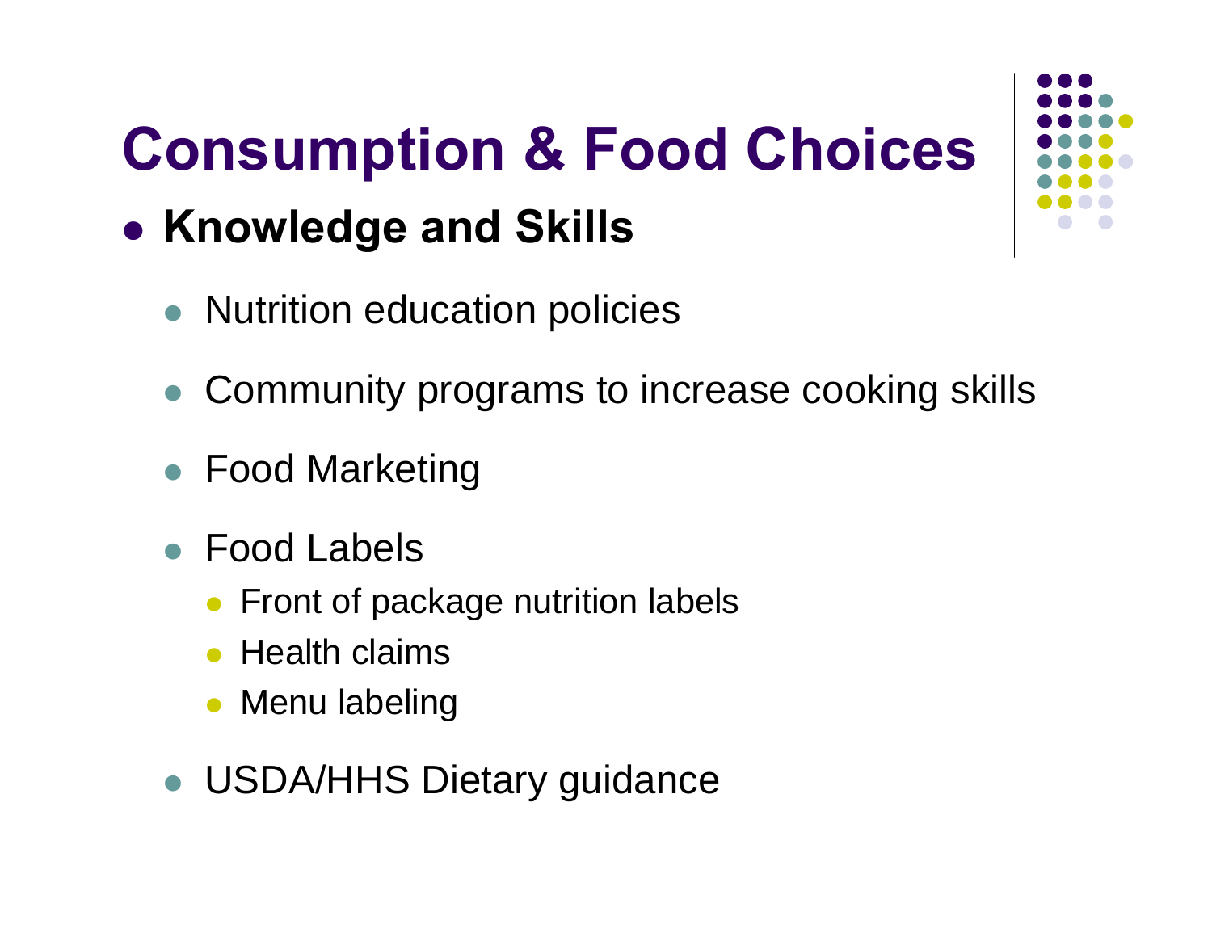# Consumption & Food Choices

- **Knowledge and Skills**
  - Nutrition education policies
  - Community programs to increase cooking skills
  - Food Marketing
  - Food Labels
    - Front of package nutrition labels
    - Health claims
    - Menu labeling
  - USDA/HHS Dietary guidance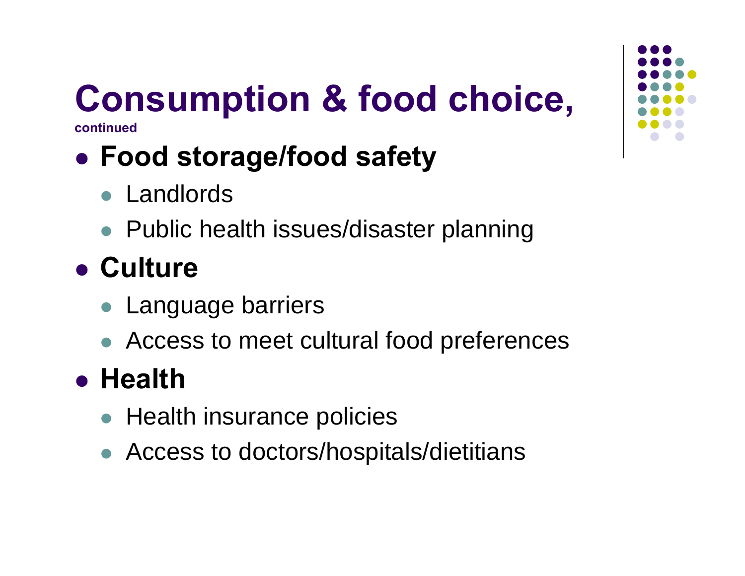# Consumption & food choice,

**continued**

- **Food storage/food safety**
  - Landlords
  - Public health issues/disaster planning
- **Culture**
  - Language barriers
  - Access to meet cultural food preferences
- **Health**
  - Health insurance policies
  - Access to doctors/hospitals/dietitians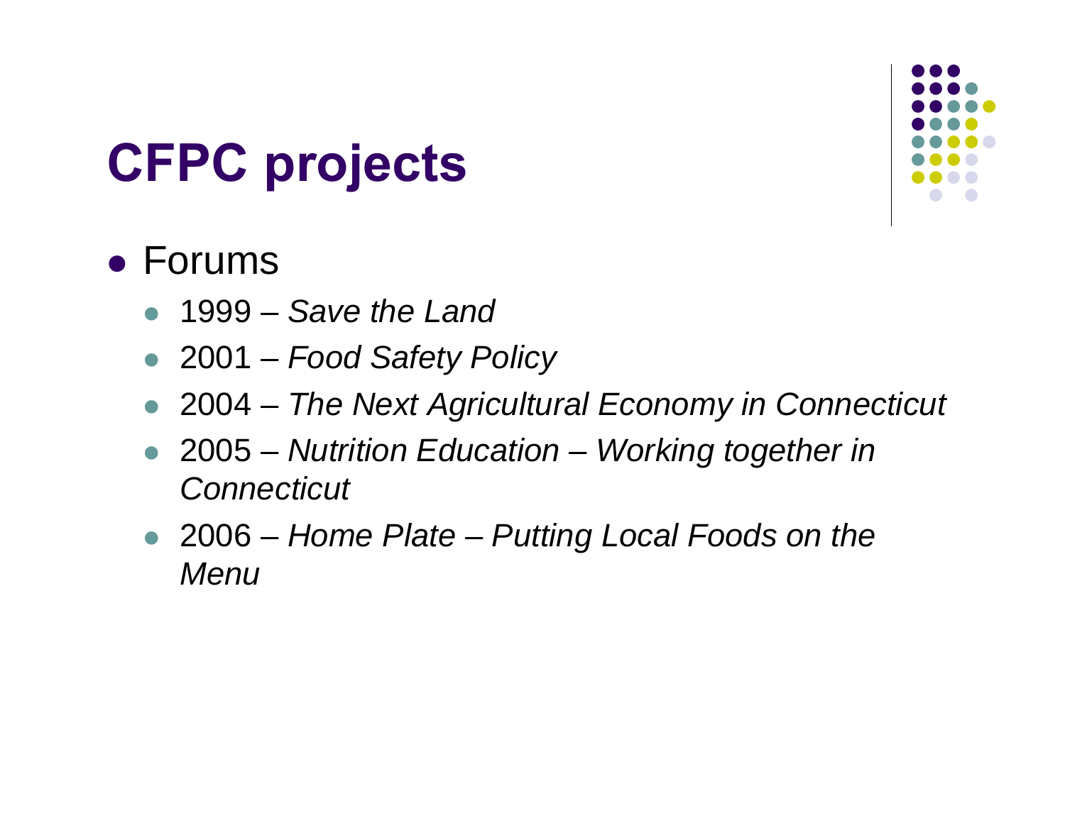# CFPC projects

- Forums
  - 1999 – *Save the Land*
  - 2001 – *Food Safety Policy*
  - 2004 – *The Next Agricultural Economy in Connecticut*
  - 2005 – *Nutrition Education – Working together in Connecticut*
  - 2006 – *Home Plate – Putting Local Foods on the Menu*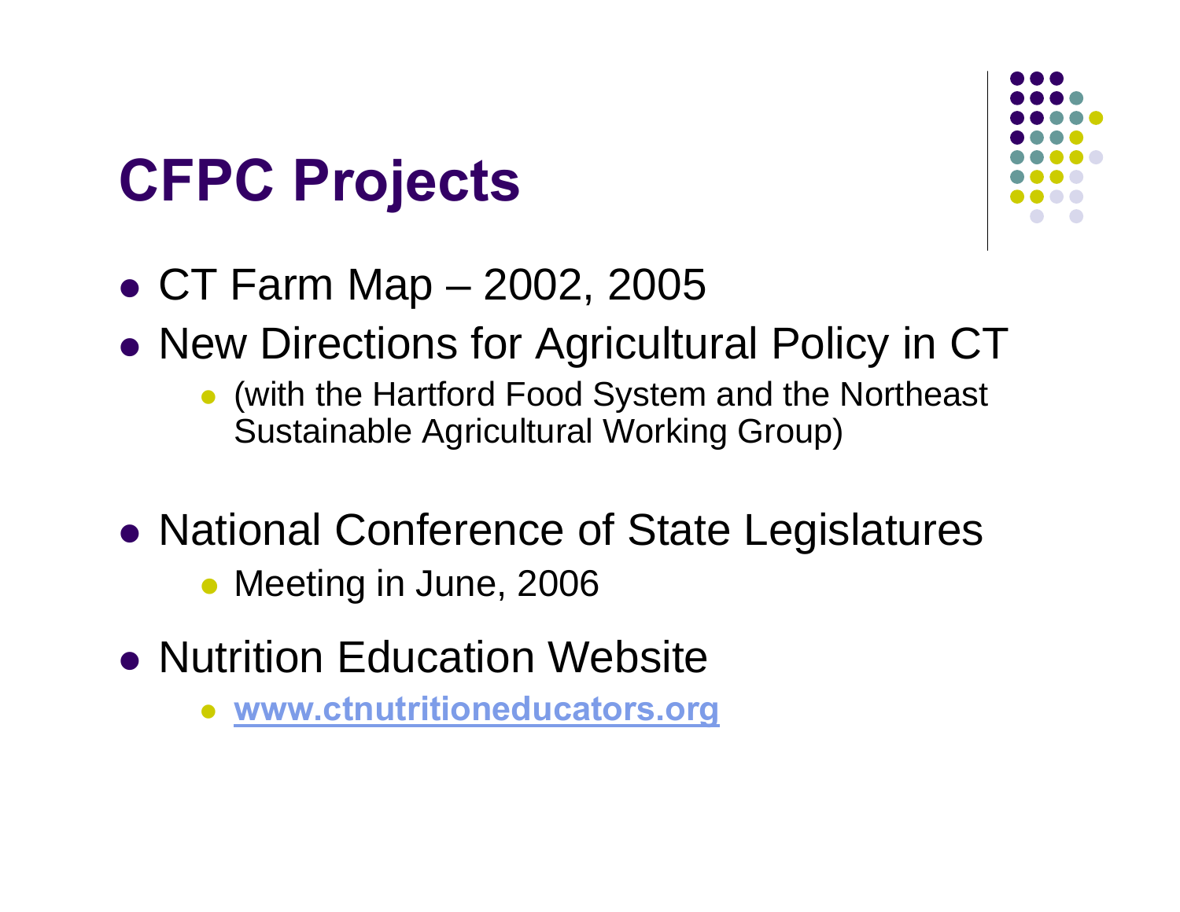# CFPC Projects

- CT Farm Map – 2002, 2005
- New Directions for Agricultural Policy in CT
  - (with the Hartford Food System and the Northeast Sustainable Agricultural Working Group)
- National Conference of State Legislatures
  - Meeting in June, 2006
- Nutrition Education Website
  - **www.ctnutritioneducators.org**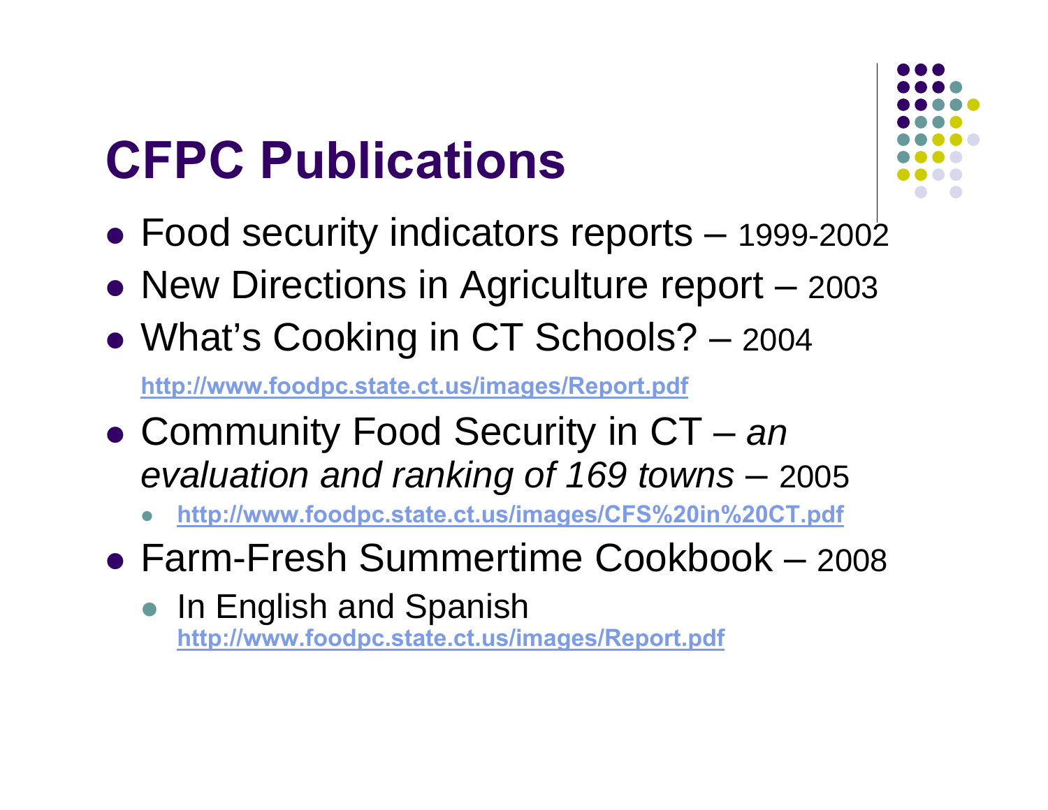# CFPC Publications

- Food security indicators reports – 1999-2002
- New Directions in Agriculture report – 2003
- What's Cooking in CT Schools? – 2004

  **http://www.foodpc.state.ct.us/images/Report.pdf**

- Community Food Security in CT – *an evaluation and ranking of 169 towns* – 2005
  - **http://www.foodpc.state.ct.us/images/CFS%20in%20CT.pdf**
- Farm-Fresh Summertime Cookbook – 2008
  - In English and Spanish **http://www.foodpc.state.ct.us/images/Report.pdf**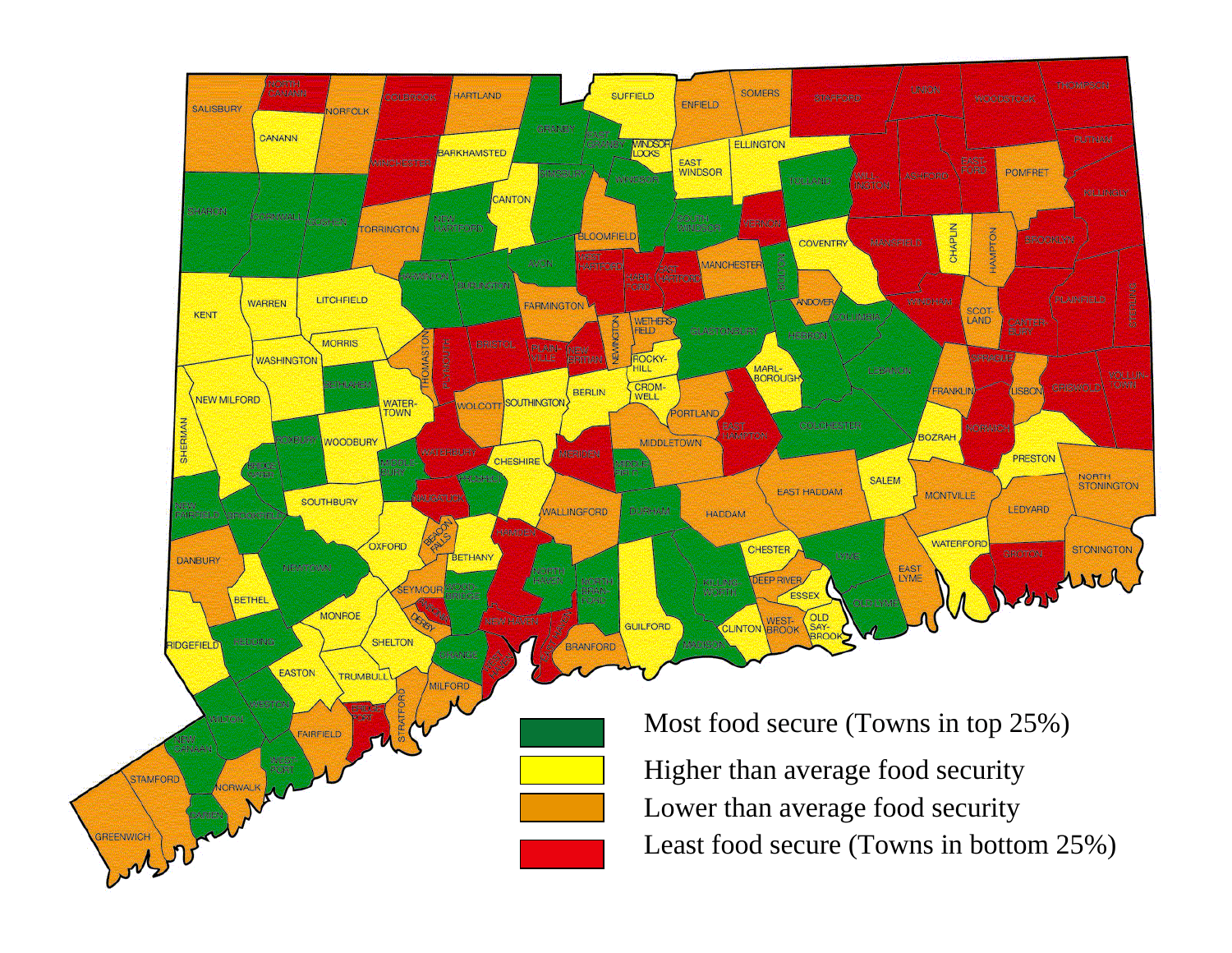Most food secure (Towns in top 25%)

Higher than average food security

Lower than average food security

Least food secure (Towns in bottom 25%)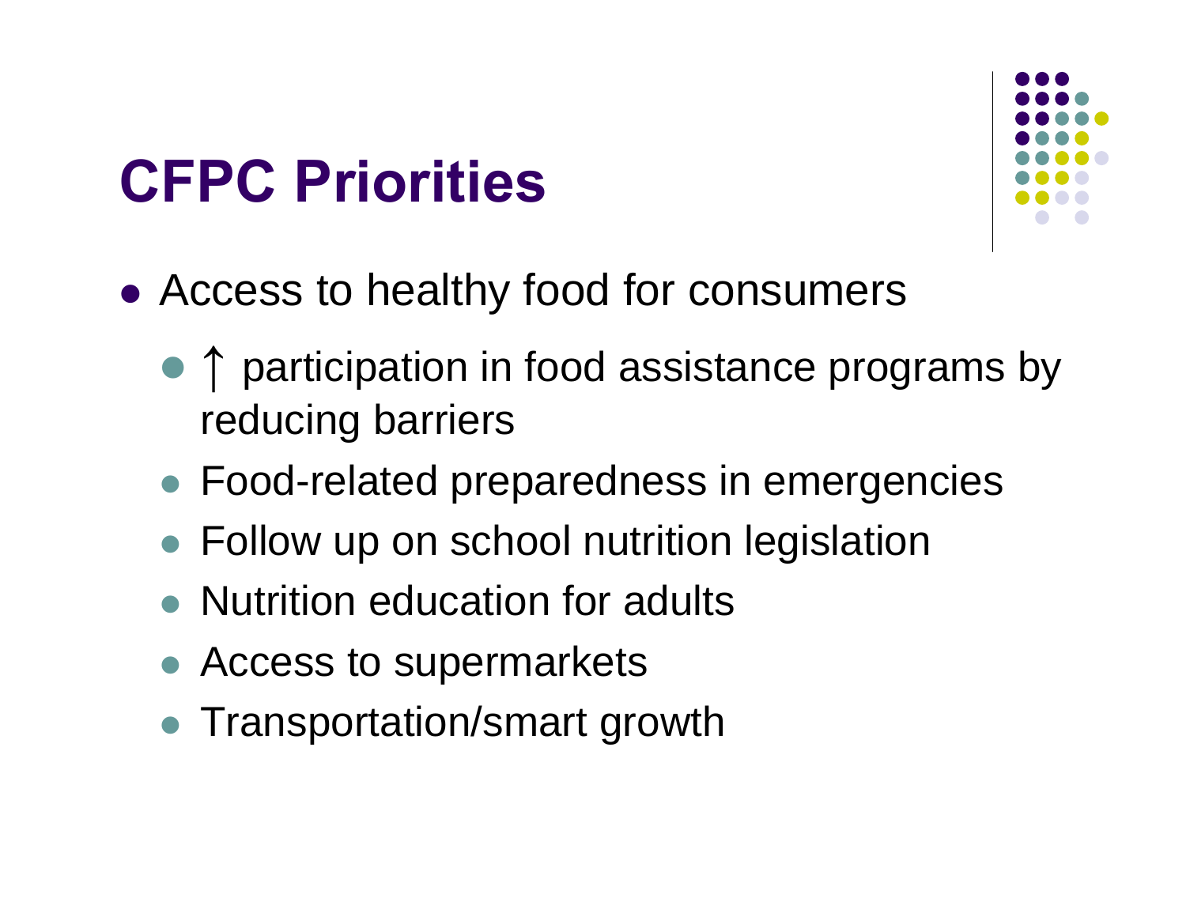# CFPC Priorities

- Access to healthy food for consumers
  - ↑ participation in food assistance programs by reducing barriers
  - Food-related preparedness in emergencies
  - Follow up on school nutrition legislation
  - Nutrition education for adults
  - Access to supermarkets
  - Transportation/smart growth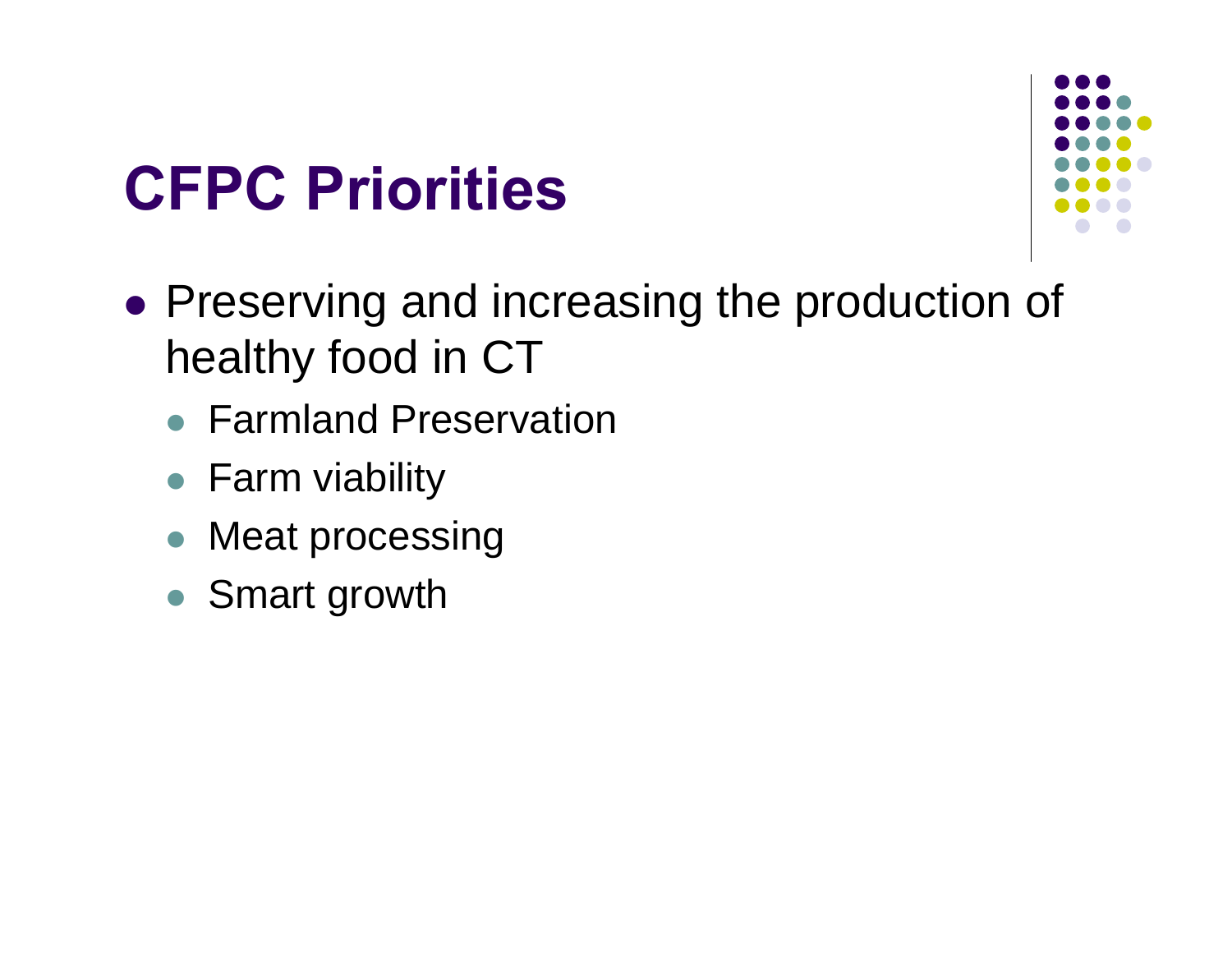# CFPC Priorities

- Preserving and increasing the production of healthy food in CT
  - Farmland Preservation
  - Farm viability
  - Meat processing
  - Smart growth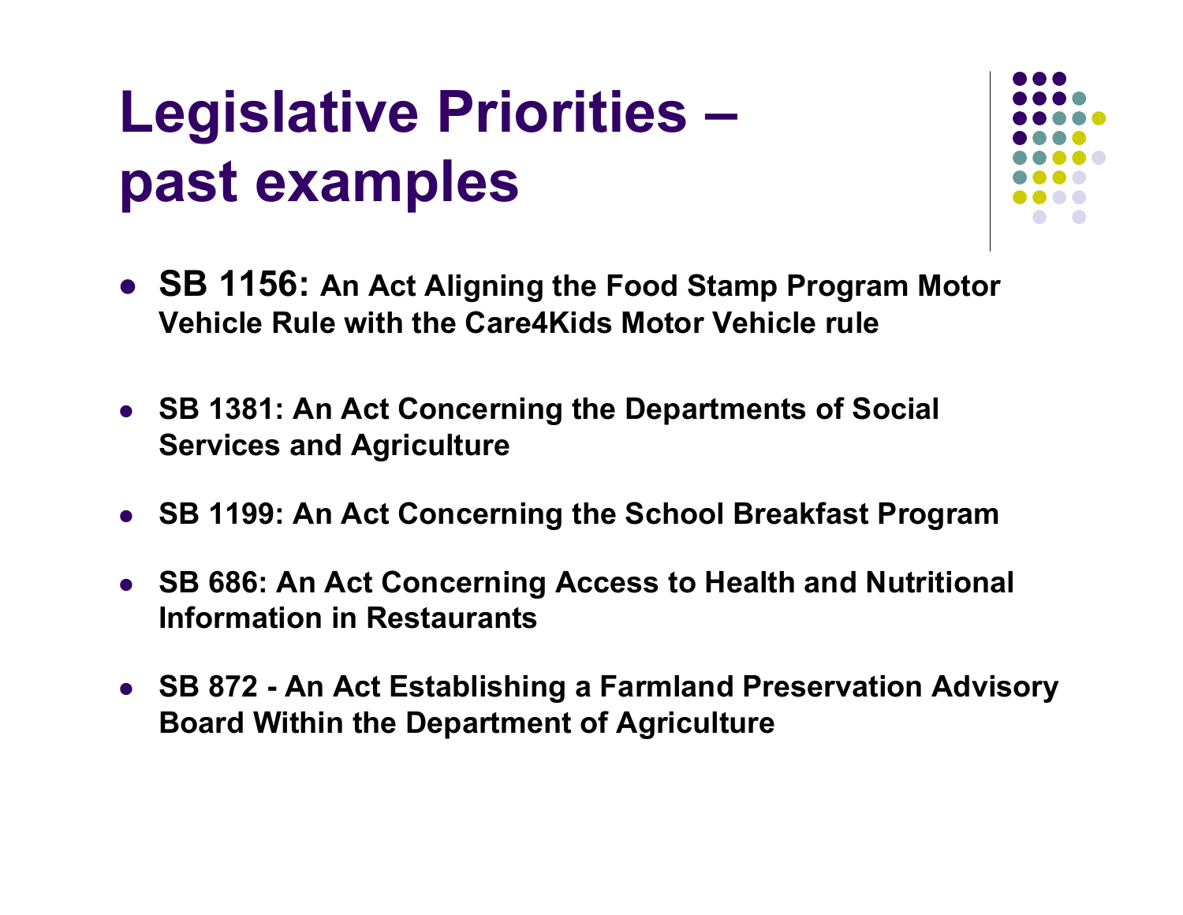# Legislative Priorities – past examples

- **SB 1156: An Act Aligning the Food Stamp Program Motor Vehicle Rule with the Care4Kids Motor Vehicle rule**
- **SB 1381: An Act Concerning the Departments of Social Services and Agriculture**
- **SB 1199: An Act Concerning the School Breakfast Program**
- **SB 686: An Act Concerning Access to Health and Nutritional Information in Restaurants**
- **SB 872 - An Act Establishing a Farmland Preservation Advisory Board Within the Department of Agriculture**